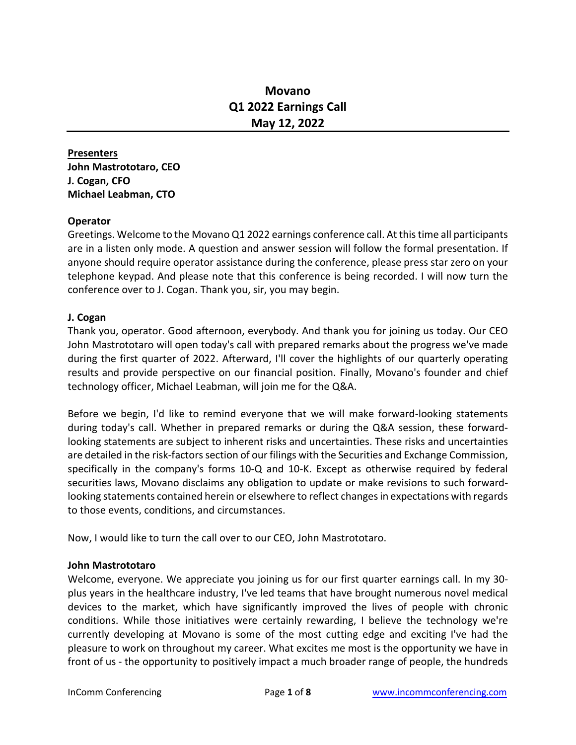# Movano
# Q1 2022 Earnings Call
# May 12, 2022

**Presenters**
**John Mastrototaro, CEO**
**J. Cogan, CFO**
**Michael Leabman, CTO**

**Operator**
Greetings. Welcome to the Movano Q1 2022 earnings conference call. At this time all participants are in a listen only mode. A question and answer session will follow the formal presentation. If anyone should require operator assistance during the conference, please press star zero on your telephone keypad. And please note that this conference is being recorded. I will now turn the conference over to J. Cogan. Thank you, sir, you may begin.

**J. Cogan**
Thank you, operator. Good afternoon, everybody. And thank you for joining us today. Our CEO John Mastrototaro will open today's call with prepared remarks about the progress we've made during the first quarter of 2022. Afterward, I'll cover the highlights of our quarterly operating results and provide perspective on our financial position. Finally, Movano's founder and chief technology officer, Michael Leabman, will join me for the Q&A.

Before we begin, I'd like to remind everyone that we will make forward-looking statements during today's call. Whether in prepared remarks or during the Q&A session, these forward-looking statements are subject to inherent risks and uncertainties. These risks and uncertainties are detailed in the risk-factors section of our filings with the Securities and Exchange Commission, specifically in the company's forms 10-Q and 10-K. Except as otherwise required by federal securities laws, Movano disclaims any obligation to update or make revisions to such forward-looking statements contained herein or elsewhere to reflect changes in expectations with regards to those events, conditions, and circumstances.

Now, I would like to turn the call over to our CEO, John Mastrototaro.

**John Mastrototaro**
Welcome, everyone. We appreciate you joining us for our first quarter earnings call. In my 30-plus years in the healthcare industry, I've led teams that have brought numerous novel medical devices to the market, which have significantly improved the lives of people with chronic conditions. While those initiatives were certainly rewarding, I believe the technology we're currently developing at Movano is some of the most cutting edge and exciting I've had the pleasure to work on throughout my career. What excites me most is the opportunity we have in front of us - the opportunity to positively impact a much broader range of people, the hundreds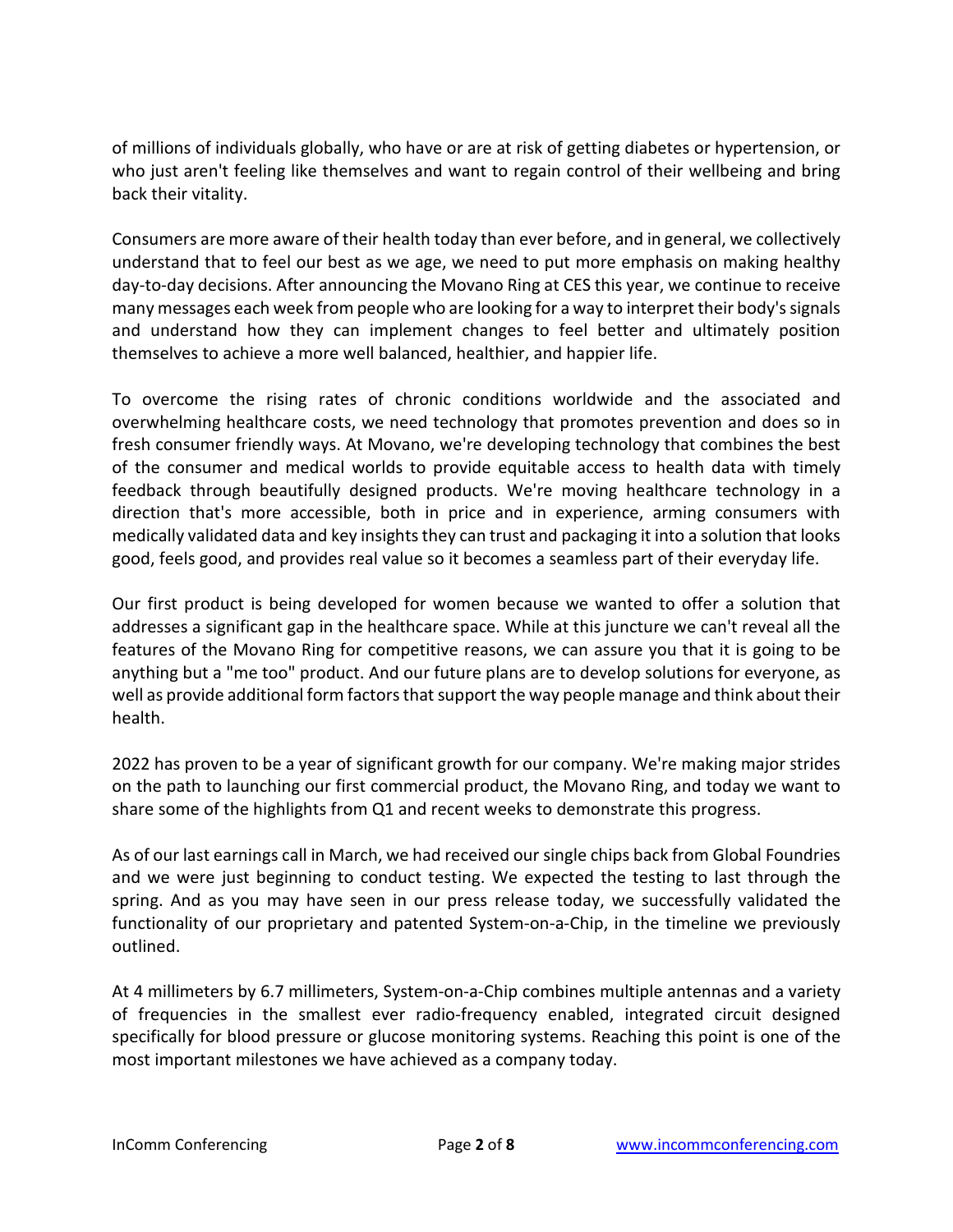of millions of individuals globally, who have or are at risk of getting diabetes or hypertension, or who just aren't feeling like themselves and want to regain control of their wellbeing and bring back their vitality.

Consumers are more aware of their health today than ever before, and in general, we collectively understand that to feel our best as we age, we need to put more emphasis on making healthy day-to-day decisions. After announcing the Movano Ring at CES this year, we continue to receive many messages each week from people who are looking for a way to interpret their body's signals and understand how they can implement changes to feel better and ultimately position themselves to achieve a more well balanced, healthier, and happier life.

To overcome the rising rates of chronic conditions worldwide and the associated and overwhelming healthcare costs, we need technology that promotes prevention and does so in fresh consumer friendly ways. At Movano, we're developing technology that combines the best of the consumer and medical worlds to provide equitable access to health data with timely feedback through beautifully designed products. We're moving healthcare technology in a direction that's more accessible, both in price and in experience, arming consumers with medically validated data and key insights they can trust and packaging it into a solution that looks good, feels good, and provides real value so it becomes a seamless part of their everyday life.

Our first product is being developed for women because we wanted to offer a solution that addresses a significant gap in the healthcare space. While at this juncture we can't reveal all the features of the Movano Ring for competitive reasons, we can assure you that it is going to be anything but a "me too" product. And our future plans are to develop solutions for everyone, as well as provide additional form factors that support the way people manage and think about their health.

2022 has proven to be a year of significant growth for our company. We're making major strides on the path to launching our first commercial product, the Movano Ring, and today we want to share some of the highlights from Q1 and recent weeks to demonstrate this progress.

As of our last earnings call in March, we had received our single chips back from Global Foundries and we were just beginning to conduct testing. We expected the testing to last through the spring. And as you may have seen in our press release today, we successfully validated the functionality of our proprietary and patented System-on-a-Chip, in the timeline we previously outlined.

At 4 millimeters by 6.7 millimeters, System-on-a-Chip combines multiple antennas and a variety of frequencies in the smallest ever radio-frequency enabled, integrated circuit designed specifically for blood pressure or glucose monitoring systems. Reaching this point is one of the most important milestones we have achieved as a company today.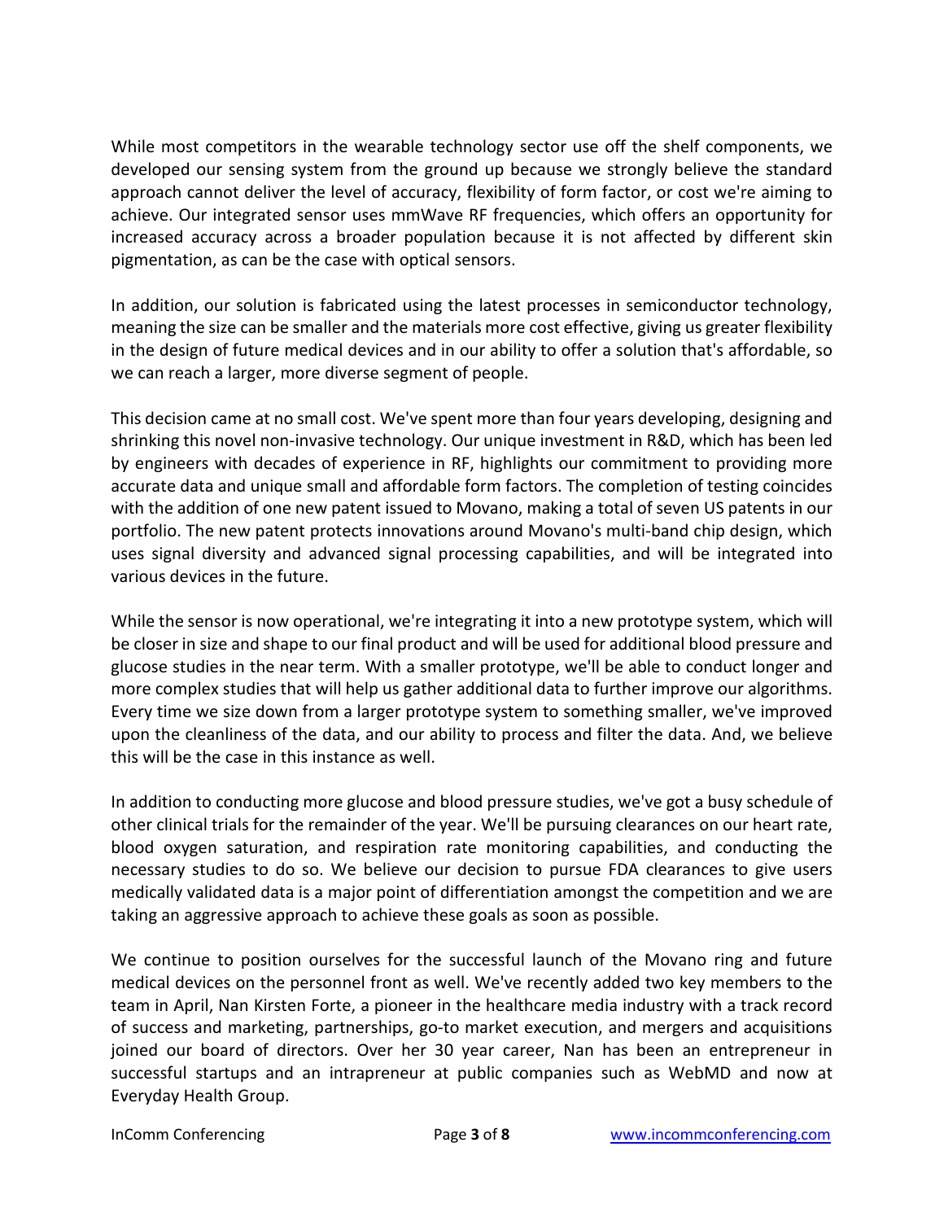While most competitors in the wearable technology sector use off the shelf components, we developed our sensing system from the ground up because we strongly believe the standard approach cannot deliver the level of accuracy, flexibility of form factor, or cost we're aiming to achieve. Our integrated sensor uses mmWave RF frequencies, which offers an opportunity for increased accuracy across a broader population because it is not affected by different skin pigmentation, as can be the case with optical sensors.

In addition, our solution is fabricated using the latest processes in semiconductor technology, meaning the size can be smaller and the materials more cost effective, giving us greater flexibility in the design of future medical devices and in our ability to offer a solution that's affordable, so we can reach a larger, more diverse segment of people.

This decision came at no small cost. We've spent more than four years developing, designing and shrinking this novel non-invasive technology. Our unique investment in R&D, which has been led by engineers with decades of experience in RF, highlights our commitment to providing more accurate data and unique small and affordable form factors. The completion of testing coincides with the addition of one new patent issued to Movano, making a total of seven US patents in our portfolio. The new patent protects innovations around Movano's multi-band chip design, which uses signal diversity and advanced signal processing capabilities, and will be integrated into various devices in the future.

While the sensor is now operational, we're integrating it into a new prototype system, which will be closer in size and shape to our final product and will be used for additional blood pressure and glucose studies in the near term. With a smaller prototype, we'll be able to conduct longer and more complex studies that will help us gather additional data to further improve our algorithms. Every time we size down from a larger prototype system to something smaller, we've improved upon the cleanliness of the data, and our ability to process and filter the data. And, we believe this will be the case in this instance as well.

In addition to conducting more glucose and blood pressure studies, we've got a busy schedule of other clinical trials for the remainder of the year. We'll be pursuing clearances on our heart rate, blood oxygen saturation, and respiration rate monitoring capabilities, and conducting the necessary studies to do so. We believe our decision to pursue FDA clearances to give users medically validated data is a major point of differentiation amongst the competition and we are taking an aggressive approach to achieve these goals as soon as possible.

We continue to position ourselves for the successful launch of the Movano ring and future medical devices on the personnel front as well. We've recently added two key members to the team in April, Nan Kirsten Forte, a pioneer in the healthcare media industry with a track record of success and marketing, partnerships, go-to market execution, and mergers and acquisitions joined our board of directors. Over her 30 year career, Nan has been an entrepreneur in successful startups and an intrapreneur at public companies such as WebMD and now at Everyday Health Group.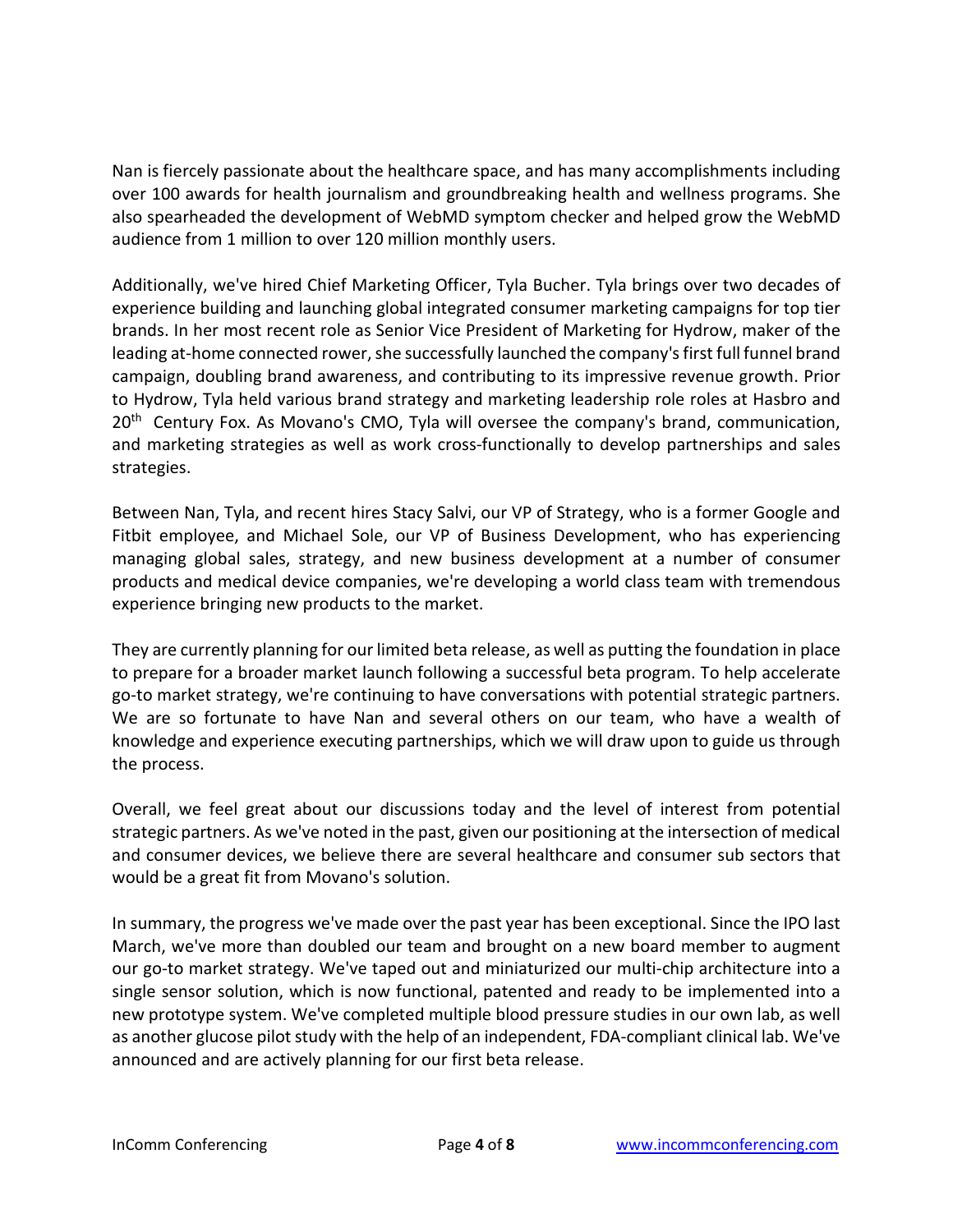Nan is fiercely passionate about the healthcare space, and has many accomplishments including over 100 awards for health journalism and groundbreaking health and wellness programs. She also spearheaded the development of WebMD symptom checker and helped grow the WebMD audience from 1 million to over 120 million monthly users.

Additionally, we've hired Chief Marketing Officer, Tyla Bucher. Tyla brings over two decades of experience building and launching global integrated consumer marketing campaigns for top tier brands. In her most recent role as Senior Vice President of Marketing for Hydrow, maker of the leading at-home connected rower, she successfully launched the company's first full funnel brand campaign, doubling brand awareness, and contributing to its impressive revenue growth. Prior to Hydrow, Tyla held various brand strategy and marketing leadership role roles at Hasbro and 20th Century Fox. As Movano's CMO, Tyla will oversee the company's brand, communication, and marketing strategies as well as work cross-functionally to develop partnerships and sales strategies.

Between Nan, Tyla, and recent hires Stacy Salvi, our VP of Strategy, who is a former Google and Fitbit employee, and Michael Sole, our VP of Business Development, who has experiencing managing global sales, strategy, and new business development at a number of consumer products and medical device companies, we're developing a world class team with tremendous experience bringing new products to the market.

They are currently planning for our limited beta release, as well as putting the foundation in place to prepare for a broader market launch following a successful beta program. To help accelerate go-to market strategy, we're continuing to have conversations with potential strategic partners. We are so fortunate to have Nan and several others on our team, who have a wealth of knowledge and experience executing partnerships, which we will draw upon to guide us through the process.

Overall, we feel great about our discussions today and the level of interest from potential strategic partners. As we've noted in the past, given our positioning at the intersection of medical and consumer devices, we believe there are several healthcare and consumer sub sectors that would be a great fit from Movano's solution.

In summary, the progress we've made over the past year has been exceptional. Since the IPO last March, we've more than doubled our team and brought on a new board member to augment our go-to market strategy. We've taped out and miniaturized our multi-chip architecture into a single sensor solution, which is now functional, patented and ready to be implemented into a new prototype system. We've completed multiple blood pressure studies in our own lab, as well as another glucose pilot study with the help of an independent, FDA-compliant clinical lab. We've announced and are actively planning for our first beta release.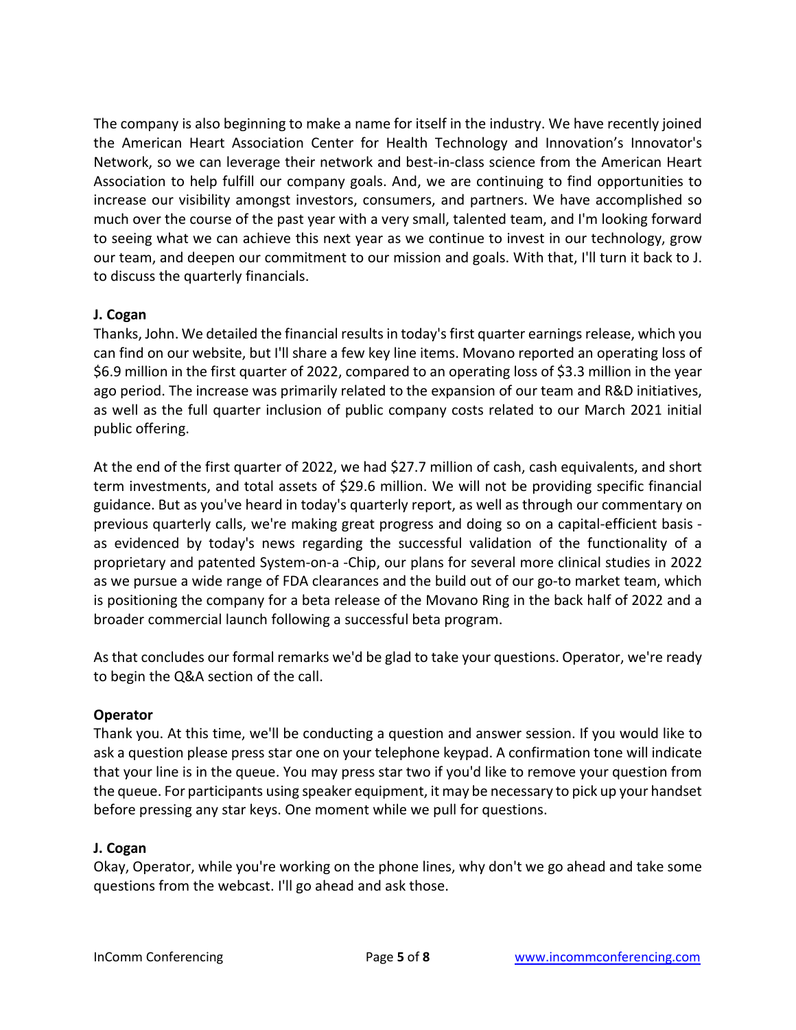The company is also beginning to make a name for itself in the industry. We have recently joined the American Heart Association Center for Health Technology and Innovation's Innovator's Network, so we can leverage their network and best-in-class science from the American Heart Association to help fulfill our company goals. And, we are continuing to find opportunities to increase our visibility amongst investors, consumers, and partners. We have accomplished so much over the course of the past year with a very small, talented team, and I'm looking forward to seeing what we can achieve this next year as we continue to invest in our technology, grow our team, and deepen our commitment to our mission and goals. With that, I'll turn it back to J. to discuss the quarterly financials.

**J. Cogan**

Thanks, John. We detailed the financial results in today's first quarter earnings release, which you can find on our website, but I'll share a few key line items. Movano reported an operating loss of $6.9 million in the first quarter of 2022, compared to an operating loss of $3.3 million in the year ago period. The increase was primarily related to the expansion of our team and R&D initiatives, as well as the full quarter inclusion of public company costs related to our March 2021 initial public offering.

At the end of the first quarter of 2022, we had $27.7 million of cash, cash equivalents, and short term investments, and total assets of $29.6 million. We will not be providing specific financial guidance. But as you've heard in today's quarterly report, as well as through our commentary on previous quarterly calls, we're making great progress and doing so on a capital-efficient basis - as evidenced by today's news regarding the successful validation of the functionality of a proprietary and patented System-on-a -Chip, our plans for several more clinical studies in 2022 as we pursue a wide range of FDA clearances and the build out of our go-to market team, which is positioning the company for a beta release of the Movano Ring in the back half of 2022 and a broader commercial launch following a successful beta program.

As that concludes our formal remarks we'd be glad to take your questions. Operator, we're ready to begin the Q&A section of the call.

**Operator**

Thank you. At this time, we'll be conducting a question and answer session. If you would like to ask a question please press star one on your telephone keypad. A confirmation tone will indicate that your line is in the queue. You may press star two if you'd like to remove your question from the queue. For participants using speaker equipment, it may be necessary to pick up your handset before pressing any star keys. One moment while we pull for questions.

**J. Cogan**

Okay, Operator, while you're working on the phone lines, why don't we go ahead and take some questions from the webcast. I'll go ahead and ask those.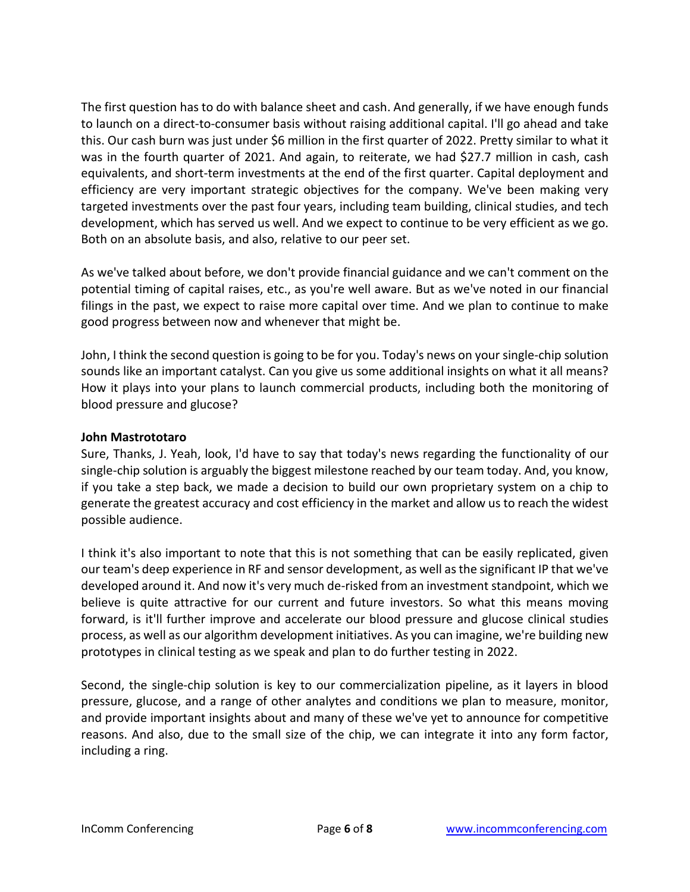The first question has to do with balance sheet and cash. And generally, if we have enough funds to launch on a direct-to-consumer basis without raising additional capital. I'll go ahead and take this. Our cash burn was just under $6 million in the first quarter of 2022. Pretty similar to what it was in the fourth quarter of 2021. And again, to reiterate, we had $27.7 million in cash, cash equivalents, and short-term investments at the end of the first quarter. Capital deployment and efficiency are very important strategic objectives for the company. We've been making very targeted investments over the past four years, including team building, clinical studies, and tech development, which has served us well. And we expect to continue to be very efficient as we go. Both on an absolute basis, and also, relative to our peer set.

As we've talked about before, we don't provide financial guidance and we can't comment on the potential timing of capital raises, etc., as you're well aware. But as we've noted in our financial filings in the past, we expect to raise more capital over time. And we plan to continue to make good progress between now and whenever that might be.

John, I think the second question is going to be for you. Today's news on your single-chip solution sounds like an important catalyst. Can you give us some additional insights on what it all means? How it plays into your plans to launch commercial products, including both the monitoring of blood pressure and glucose?

**John Mastrototaro**

Sure, Thanks, J. Yeah, look, I'd have to say that today's news regarding the functionality of our single-chip solution is arguably the biggest milestone reached by our team today. And, you know, if you take a step back, we made a decision to build our own proprietary system on a chip to generate the greatest accuracy and cost efficiency in the market and allow us to reach the widest possible audience.

I think it's also important to note that this is not something that can be easily replicated, given our team's deep experience in RF and sensor development, as well as the significant IP that we've developed around it. And now it's very much de-risked from an investment standpoint, which we believe is quite attractive for our current and future investors. So what this means moving forward, is it'll further improve and accelerate our blood pressure and glucose clinical studies process, as well as our algorithm development initiatives. As you can imagine, we're building new prototypes in clinical testing as we speak and plan to do further testing in 2022.

Second, the single-chip solution is key to our commercialization pipeline, as it layers in blood pressure, glucose, and a range of other analytes and conditions we plan to measure, monitor, and provide important insights about and many of these we've yet to announce for competitive reasons. And also, due to the small size of the chip, we can integrate it into any form factor, including a ring.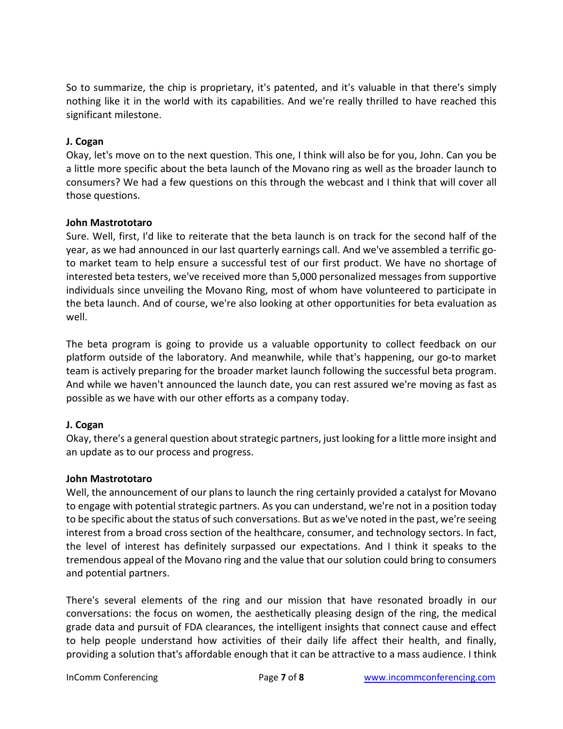So to summarize, the chip is proprietary, it's patented, and it's valuable in that there's simply nothing like it in the world with its capabilities. And we're really thrilled to have reached this significant milestone.

**J. Cogan**
Okay, let's move on to the next question. This one, I think will also be for you, John. Can you be a little more specific about the beta launch of the Movano ring as well as the broader launch to consumers? We had a few questions on this through the webcast and I think that will cover all those questions.

**John Mastrototaro**
Sure. Well, first, I'd like to reiterate that the beta launch is on track for the second half of the year, as we had announced in our last quarterly earnings call. And we've assembled a terrific go-to market team to help ensure a successful test of our first product. We have no shortage of interested beta testers, we've received more than 5,000 personalized messages from supportive individuals since unveiling the Movano Ring, most of whom have volunteered to participate in the beta launch. And of course, we're also looking at other opportunities for beta evaluation as well.

The beta program is going to provide us a valuable opportunity to collect feedback on our platform outside of the laboratory. And meanwhile, while that's happening, our go-to market team is actively preparing for the broader market launch following the successful beta program. And while we haven't announced the launch date, you can rest assured we're moving as fast as possible as we have with our other efforts as a company today.

**J. Cogan**
Okay, there's a general question about strategic partners, just looking for a little more insight and an update as to our process and progress.

**John Mastrototaro**
Well, the announcement of our plans to launch the ring certainly provided a catalyst for Movano to engage with potential strategic partners. As you can understand, we're not in a position today to be specific about the status of such conversations. But as we've noted in the past, we're seeing interest from a broad cross section of the healthcare, consumer, and technology sectors. In fact, the level of interest has definitely surpassed our expectations. And I think it speaks to the tremendous appeal of the Movano ring and the value that our solution could bring to consumers and potential partners.

There's several elements of the ring and our mission that have resonated broadly in our conversations: the focus on women, the aesthetically pleasing design of the ring, the medical grade data and pursuit of FDA clearances, the intelligent insights that connect cause and effect to help people understand how activities of their daily life affect their health, and finally, providing a solution that's affordable enough that it can be attractive to a mass audience. I think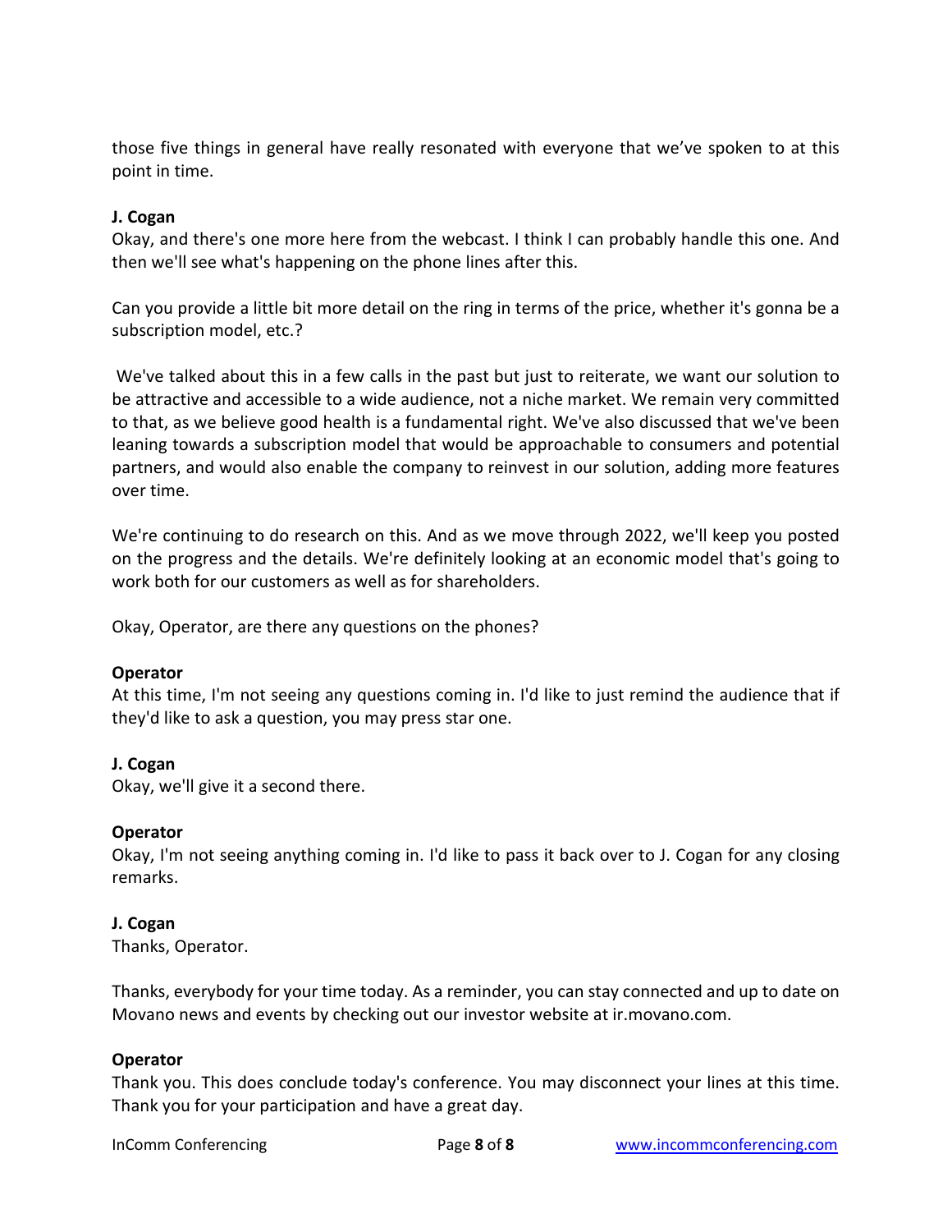those five things in general have really resonated with everyone that we've spoken to at this point in time.

**J. Cogan**
Okay, and there's one more here from the webcast. I think I can probably handle this one. And then we'll see what's happening on the phone lines after this.

Can you provide a little bit more detail on the ring in terms of the price, whether it's gonna be a subscription model, etc.?

We've talked about this in a few calls in the past but just to reiterate, we want our solution to be attractive and accessible to a wide audience, not a niche market. We remain very committed to that, as we believe good health is a fundamental right. We've also discussed that we've been leaning towards a subscription model that would be approachable to consumers and potential partners, and would also enable the company to reinvest in our solution, adding more features over time.

We're continuing to do research on this. And as we move through 2022, we'll keep you posted on the progress and the details. We're definitely looking at an economic model that's going to work both for our customers as well as for shareholders.

Okay, Operator, are there any questions on the phones?

**Operator**
At this time, I'm not seeing any questions coming in. I'd like to just remind the audience that if they'd like to ask a question, you may press star one.

**J. Cogan**
Okay, we'll give it a second there.

**Operator**
Okay, I'm not seeing anything coming in. I'd like to pass it back over to J. Cogan for any closing remarks.

**J. Cogan**
Thanks, Operator.

Thanks, everybody for your time today. As a reminder, you can stay connected and up to date on Movano news and events by checking out our investor website at ir.movano.com.

**Operator**
Thank you. This does conclude today's conference. You may disconnect your lines at this time. Thank you for your participation and have a great day.